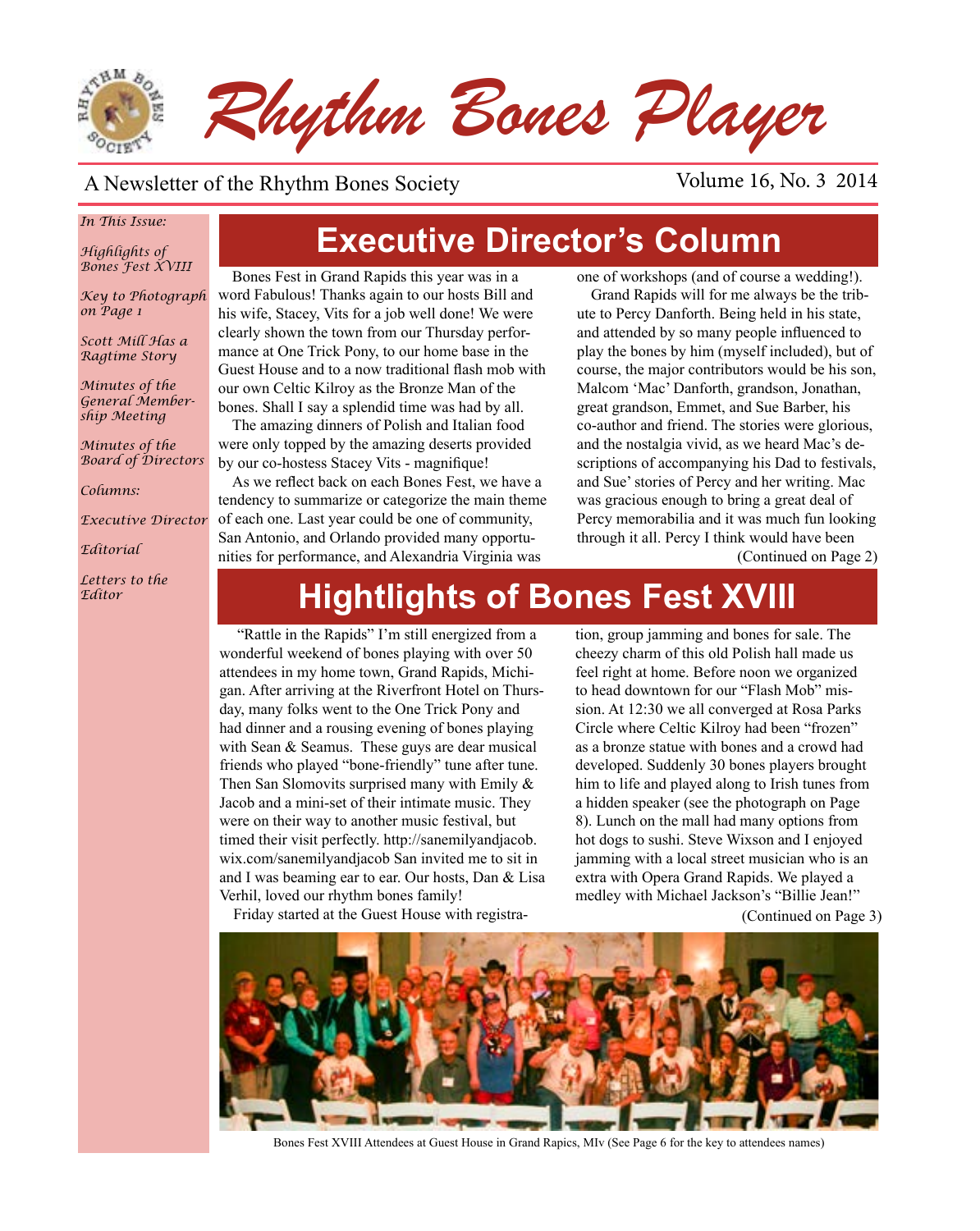# Rhythm Bones Player

A Newsletter of the Rhythm Bones Society

Volume 16, No. 3 2014

*In This Issue:*

*Highlights of Bones Fest XVIII*

*Key to Photograph on Page 1*

*Scott Mill Has a Ragtime Story*

*Minutes of the General Membership Meeting*

*Minutes of the Board of Directors*

*Columns:*

*Executive Director*

*Editorial*

*Letters to the Editor*

## Executive Director's Column

Bones Fest in Grand Rapids this year was in a word Fabulous! Thanks again to our hosts Bill and his wife, Stacey, Vits for a job well done! We were clearly shown the town from our Thursday performance at One Trick Pony, to our home base in the Guest House and to a now traditional flash mob with our own Celtic Kilroy as the Bronze Man of the bones. Shall I say a splendid time was had by all.

The amazing dinners of Polish and Italian food were only topped by the amazing deserts provided by our co-hostess Stacey Vits - magnifique!

As we reflect back on each Bones Fest, we have a tendency to summarize or categorize the main theme of each one. Last year could be one of community, San Antonio, and Orlando provided many opportunities for performance, and Alexandria Virginia was one of workshops (and of course a wedding!).

Grand Rapids will for me always be the tribute to Percy Danforth. Being held in his state, and attended by so many people influenced to play the bones by him (myself included), but of course, the major contributors would be his son, Malcom 'Mac' Danforth, grandson, Jonathan, great grandson, Emmet, and Sue Barber, his co-author and friend. The stories were glorious, and the nostalgia vivid, as we heard Mac's descriptions of accompanying his Dad to festivals, and Sue' stories of Percy and her writing. Mac was gracious enough to bring a great deal of Percy memorabilia and it was much fun looking through it all. Percy I think would have been

(Continued on Page 2)

## Hightlights of Bones Fest XVIII

"Rattle in the Rapids" I'm still energized from a wonderful weekend of bones playing with over 50 attendees in my home town, Grand Rapids, Michigan. After arriving at the Riverfront Hotel on Thursday, many folks went to the One Trick Pony and had dinner and a rousing evening of bones playing with Sean & Seamus. These guys are dear musical friends who played "bone-friendly" tune after tune. Then San Slomovits surprised many with Emily & Jacob and a mini-set of their intimate music. They were on their way to another music festival, but timed their visit perfectly. http://sanemilyandjacob.wix.com/sanemilyandjacob San invited me to sit in and I was beaming ear to ear. Our hosts, Dan & Lisa Verhil, loved our rhythm bones family!

Friday started at the Guest House with registration, group jamming and bones for sale. The cheezy charm of this old Polish hall made us feel right at home. Before noon we organized to head downtown for our "Flash Mob" mission. At 12:30 we all converged at Rosa Parks Circle where Celtic Kilroy had been "frozen" as a bronze statue with bones and a crowd had developed. Suddenly 30 bones players brought him to life and played along to Irish tunes from a hidden speaker (see the photograph on Page 8). Lunch on the mall had many options from hot dogs to sushi. Steve Wixson and I enjoyed jamming with a local street musician who is an extra with Opera Grand Rapids. We played a medley with Michael Jackson's "Billie Jean!"

(Continued on Page 3)

Bones Fest XVIII Attendees at Guest House in Grand Rapics, MIv (See Page 6 for the key to attendees names)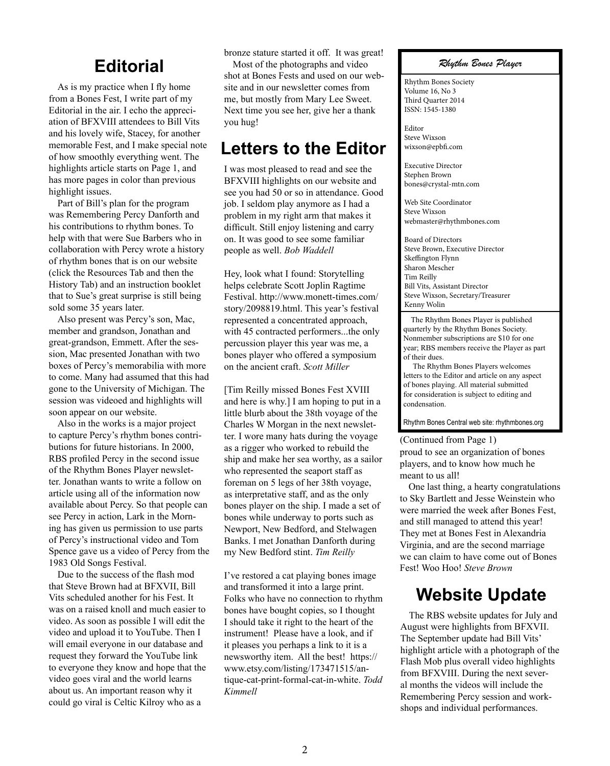# Editorial

As is my practice when I fly home from a Bones Fest, I write part of my Editorial in the air. I echo the appreciation of BFXVIII attendees to Bill Vits and his lovely wife, Stacey, for another memorable Fest, and I make special note of how smoothly everything went. The highlights article starts on Page 1, and has more pages in color than previous highlight issues.

Part of Bill's plan for the program was Remembering Percy Danforth and his contributions to rhythm bones. To help with that were Sue Barbers who in collaboration with Percy wrote a history of rhythm bones that is on our website (click the Resources Tab and then the History Tab) and an instruction booklet that to Sue's great surprise is still being sold some 35 years later.

Also present was Percy's son, Mac, member and grandson, Jonathan and great-grandson, Emmett. After the session, Mac presented Jonathan with two boxes of Percy's memorabilia with more to come. Many had assumed that this had gone to the University of Michigan. The session was videoed and highlights will soon appear on our website.

Also in the works is a major project to capture Percy's rhythm bones contributions for future historians. In 2000, RBS profiled Percy in the second issue of the Rhythm Bones Player newsletter. Jonathan wants to write a follow on article using all of the information now available about Percy. So that people can see Percy in action, Lark in the Morning has given us permission to use parts of Percy's instructional video and Tom Spence gave us a video of Percy from the 1983 Old Songs Festival.

Due to the success of the flash mod that Steve Brown had at BFXVII, Bill Vits scheduled another for his Fest. It was on a raised knoll and much easier to video. As soon as possible I will edit the video and upload it to YouTube. Then I will email everyone in our database and request they forward the YouTube link to everyone they know and hope that the video goes viral and the world learns about us. An important reason why it could go viral is Celtic Kilroy who as a bronze stature started it off. It was great!

Most of the photographs and video shot at Bones Fests and used on our website and in our newsletter comes from me, but mostly from Mary Lee Sweet. Next time you see her, give her a thank you hug!

# Letters to the Editor

I was most pleased to read and see the BFXVIII highlights on our website and see you had 50 or so in attendance. Good job. I seldom play anymore as I had a problem in my right arm that makes it difficult. Still enjoy listening and carry on. It was good to see some familiar people as well. *Bob Waddell*

Hey, look what I found: Storytelling helps celebrate Scott Joplin Ragtime Festival. http://www.monett-times.com/story/2098819.html. This year's festival represented a concentrated approach, with 45 contracted performers...the only percussion player this year was me, a bones player who offered a symposium on the ancient craft. *Scott Miller*

[Tim Reilly missed Bones Fest XVIII and here is why.] I am hoping to put in a little blurb about the 38th voyage of the Charles W Morgan in the next newsletter. I wore many hats during the voyage as a rigger who worked to rebuild the ship and make her sea worthy, as a sailor who represented the seaport staff as foreman on 5 legs of her 38th voyage, as interpretative staff, and as the only bones player on the ship. I made a set of bones while underway to ports such as Newport, New Bedford, and Stelwagen Banks. I met Jonathan Danforth during my New Bedford stint. *Tim Reilly*

I've restored a cat playing bones image and transformed it into a large print. Folks who have no connection to rhythm bones have bought copies, so I thought I should take it right to the heart of the instrument! Please have a look, and if it pleases you perhaps a link to it is a newsworthy item. All the best! https://www.etsy.com/listing/173471515/antique-cat-print-formal-cat-in-white. *Todd Kimmell*

***Rhythm Bones Player***

Rhythm Bones Society
Volume 16, No 3
Third Quarter 2014
ISSN: 1545-1380

Editor
Steve Wixson
wixson@epbfi.com

Executive Director
Stephen Brown
bones@crystal-mtn.com

Web Site Coordinator
Steve Wixson
webmaster@rhythmbones.com

Board of Directors
Steve Brown, Executive Director
Skeffington Flynn
Sharon Mescher
Tim Reilly
Bill Vits, Assistant Director
Steve Wixson, Secretary/Treasurer
Kenny Wolin

The Rhythm Bones Player is published quarterly by the Rhythm Bones Society. Nonmember subscriptions are $10 for one year; RBS members receive the Player as part of their dues.

The Rhythm Bones Players welcomes letters to the Editor and article on any aspect of bones playing. All material submitted for consideration is subject to editing and condensation.

Rhythm Bones Central web site: rhythmbones.org

(Continued from Page 1)

proud to see an organization of bones players, and to know how much he meant to us all!

One last thing, a hearty congratulations to Sky Bartlett and Jesse Weinstein who were married the week after Bones Fest, and still managed to attend this year! They met at Bones Fest in Alexandria Virginia, and are the second marriage we can claim to have come out of Bones Fest! Woo Hoo! *Steve Brown*

# Website Update

The RBS website updates for July and August were highlights from BFXVII. The September update had Bill Vits' highlight article with a photograph of the Flash Mob plus overall video highlights from BFXVIII. During the next several months the videos will include the Remembering Percy session and workshops and individual performances.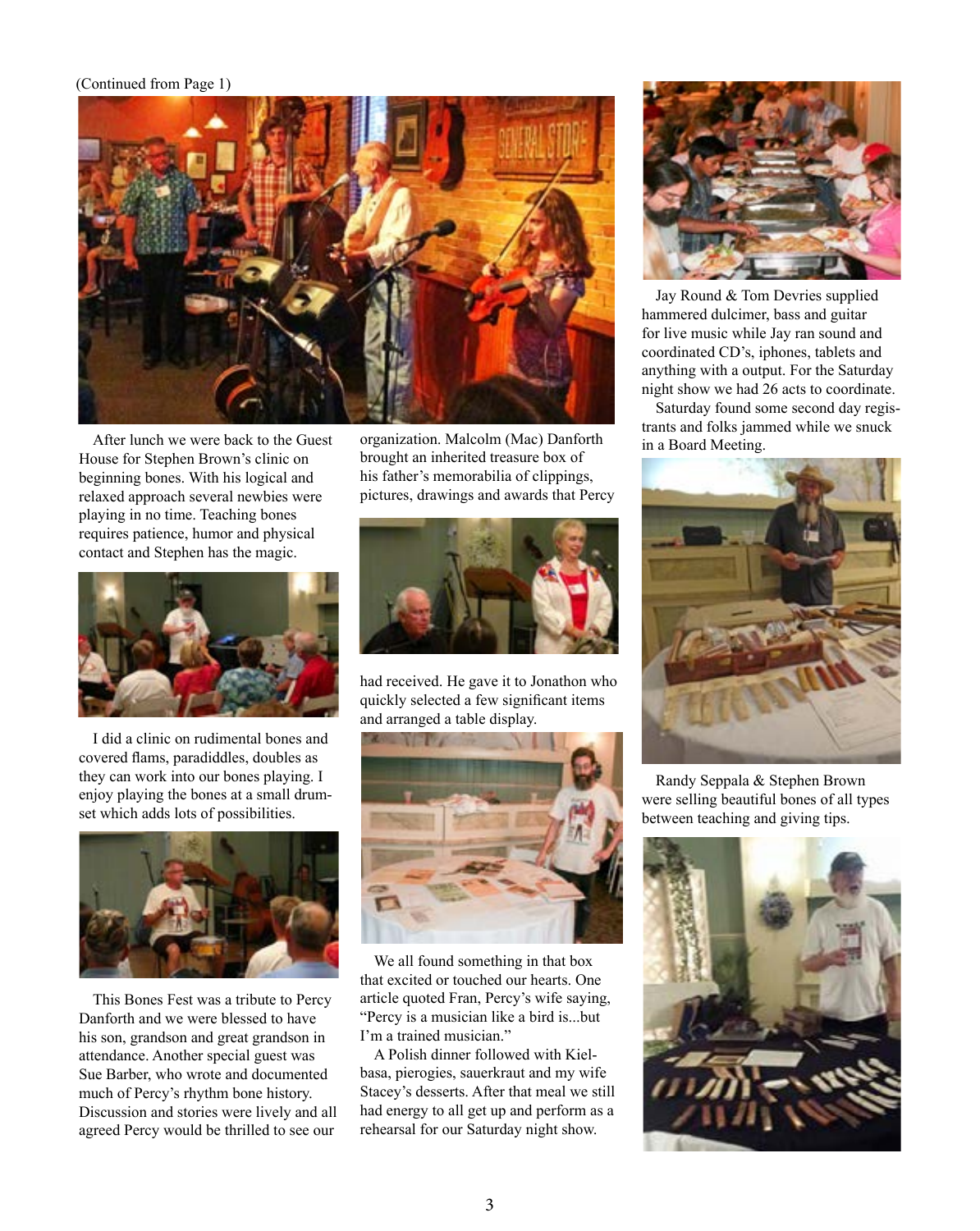(Continued from Page 1)

After lunch we were back to the Guest House for Stephen Brown's clinic on beginning bones. With his logical and relaxed approach several newbies were playing in no time. Teaching bones requires patience, humor and physical contact and Stephen has the magic.

I did a clinic on rudimental bones and covered flams, paradiddles, doubles as they can work into our bones playing. I enjoy playing the bones at a small drum-set which adds lots of possibilities.

This Bones Fest was a tribute to Percy Danforth and we were blessed to have his son, grandson and great grandson in attendance. Another special guest was Sue Barber, who wrote and documented much of Percy's rhythm bone history. Discussion and stories were lively and all agreed Percy would be thrilled to see our organization. Malcolm (Mac) Danforth brought an inherited treasure box of his father's memorabilia of clippings, pictures, drawings and awards that Percy had received. He gave it to Jonathon who quickly selected a few significant items and arranged a table display.

We all found something in that box that excited or touched our hearts. One article quoted Fran, Percy's wife saying, "Percy is a musician like a bird is...but I'm a trained musician."

A Polish dinner followed with Kielbasa, pierogies, sauerkraut and my wife Stacey's desserts. After that meal we still had energy to all get up and perform as a rehearsal for our Saturday night show.

Jay Round & Tom Devries supplied hammered dulcimer, bass and guitar for live music while Jay ran sound and coordinated CD's, iphones, tablets and anything with a output. For the Saturday night show we had 26 acts to coordinate.

Saturday found some second day registrants and folks jammed while we snuck in a Board Meeting.

Randy Seppala & Stephen Brown were selling beautiful bones of all types between teaching and giving tips.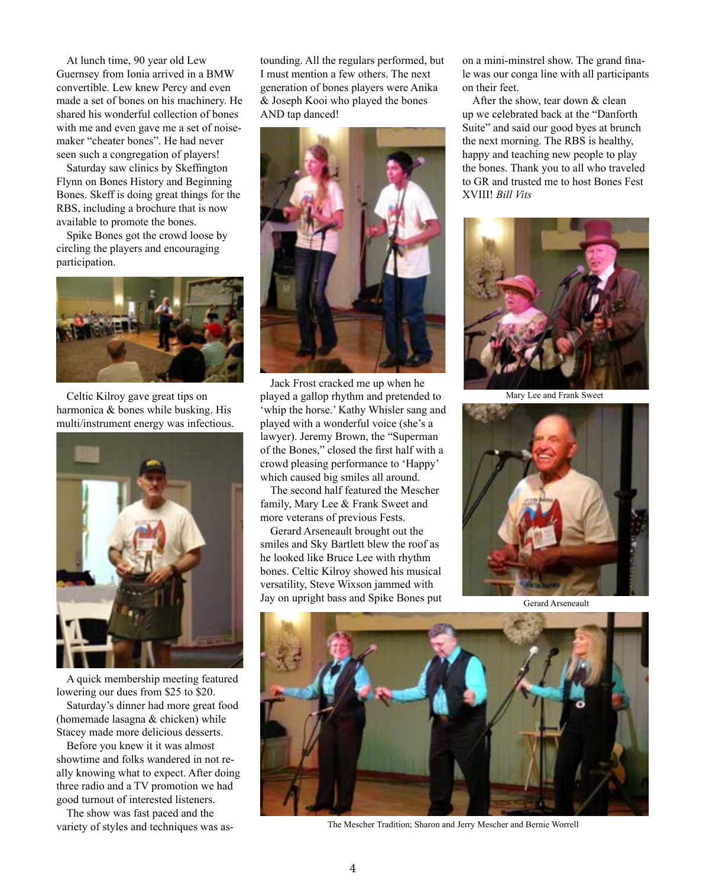At lunch time, 90 year old Lew Guernsey from Ionia arrived in a BMW convertible. Lew knew Percy and even made a set of bones on his machinery. He shared his wonderful collection of bones with me and even gave me a set of noisemaker "cheater bones". He had never seen such a congregation of players!

Saturday saw clinics by Skeffington Flynn on Bones History and Beginning Bones. Skeff is doing great things for the RBS, including a brochure that is now available to promote the bones.

Spike Bones got the crowd loose by circling the players and encouraging participation.

Celtic Kilroy gave great tips on harmonica & bones while busking. His multi/instrument energy was infectious.

A quick membership meeting featured lowering our dues from $25 to $20.

Saturday's dinner had more great food (homemade lasagna & chicken) while Stacey made more delicious desserts.

Before you knew it it was almost showtime and folks wandered in not really knowing what to expect. After doing three radio and a TV promotion we had good turnout of interested listeners.

The show was fast paced and the variety of styles and techniques was astounding. All the regulars performed, but I must mention a few others. The next generation of bones players were Anika & Joseph Kooi who played the bones AND tap danced!

Jack Frost cracked me up when he played a gallop rhythm and pretended to 'whip the horse.' Kathy Whisler sang and played with a wonderful voice (she's a lawyer). Jeremy Brown, the "Superman of the Bones," closed the first half with a crowd pleasing performance to 'Happy' which caused big smiles all around.

The second half featured the Mescher family, Mary Lee & Frank Sweet and more veterans of previous Fests.

Gerard Arseneault brought out the smiles and Sky Bartlett blew the roof as he looked like Bruce Lee with rhythm bones. Celtic Kilroy showed his musical versatility, Steve Wixson jammed with Jay on upright bass and Spike Bones put on a mini-minstrel show. The grand finale was our conga line with all participants on their feet.

After the show, tear down & clean up we celebrated back at the "Danforth Suite" and said our good byes at brunch the next morning. The RBS is healthy, happy and teaching new people to play the bones. Thank you to all who traveled to GR and trusted me to host Bones Fest XVIII! *Bill Vits*

Mary Lee and Frank Sweet

Gerard Arseneault

The Mescher Tradition; Sharon and Jerry Mescher and Bernie Worrell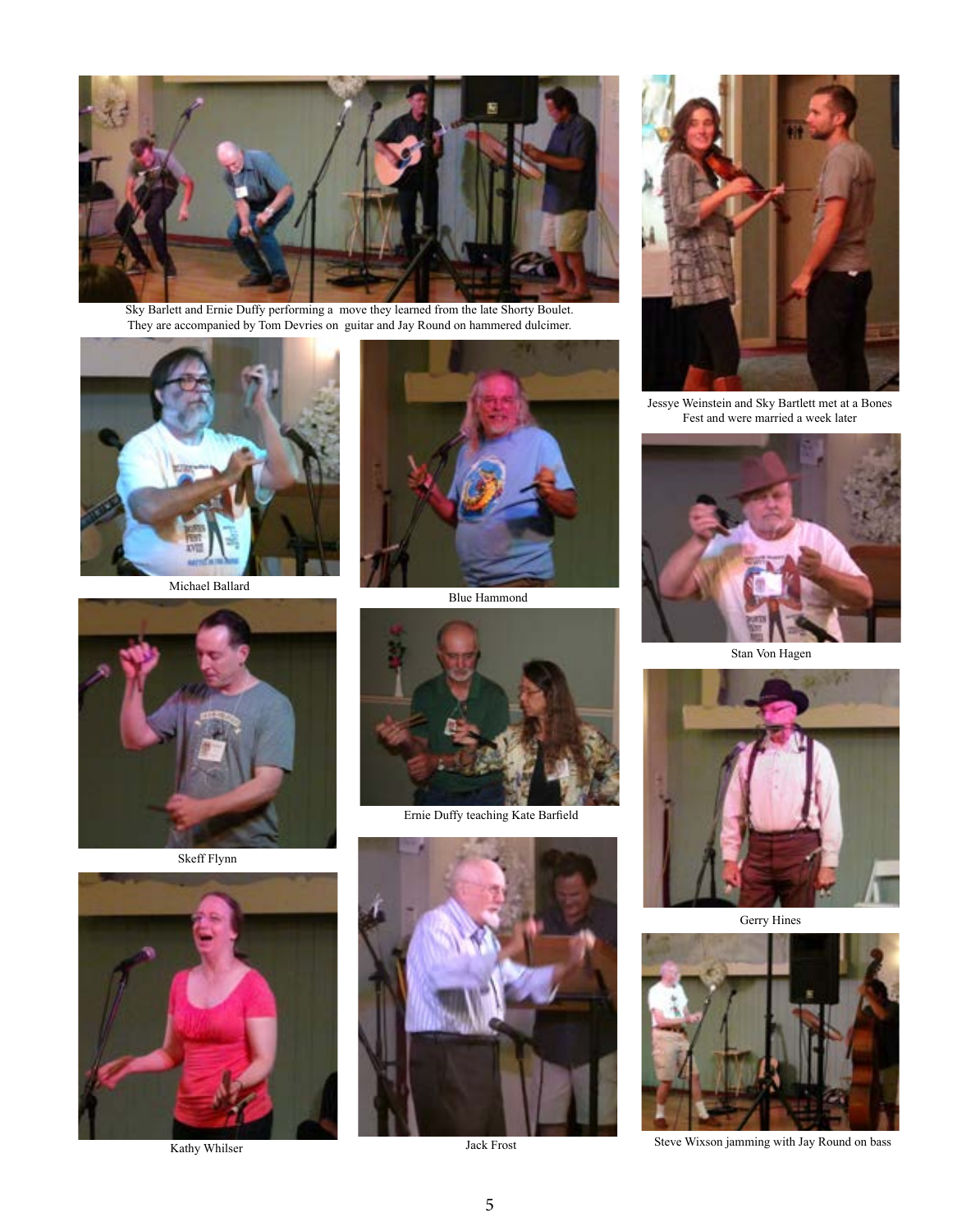Sky Barlett and Ernie Duffy performing a move they learned from the late Shorty Boulet. They are accompanied by Tom Devries on guitar and Jay Round on hammered dulcimer.

Jessye Weinstein and Sky Bartlett met at a Bones Fest and were married a week later

Michael Ballard

Blue Hammond

Stan Von Hagen

Skeff Flynn

Ernie Duffy teaching Kate Barfield

Gerry Hines

Kathy Whilser

Jack Frost

Steve Wixson jamming with Jay Round on bass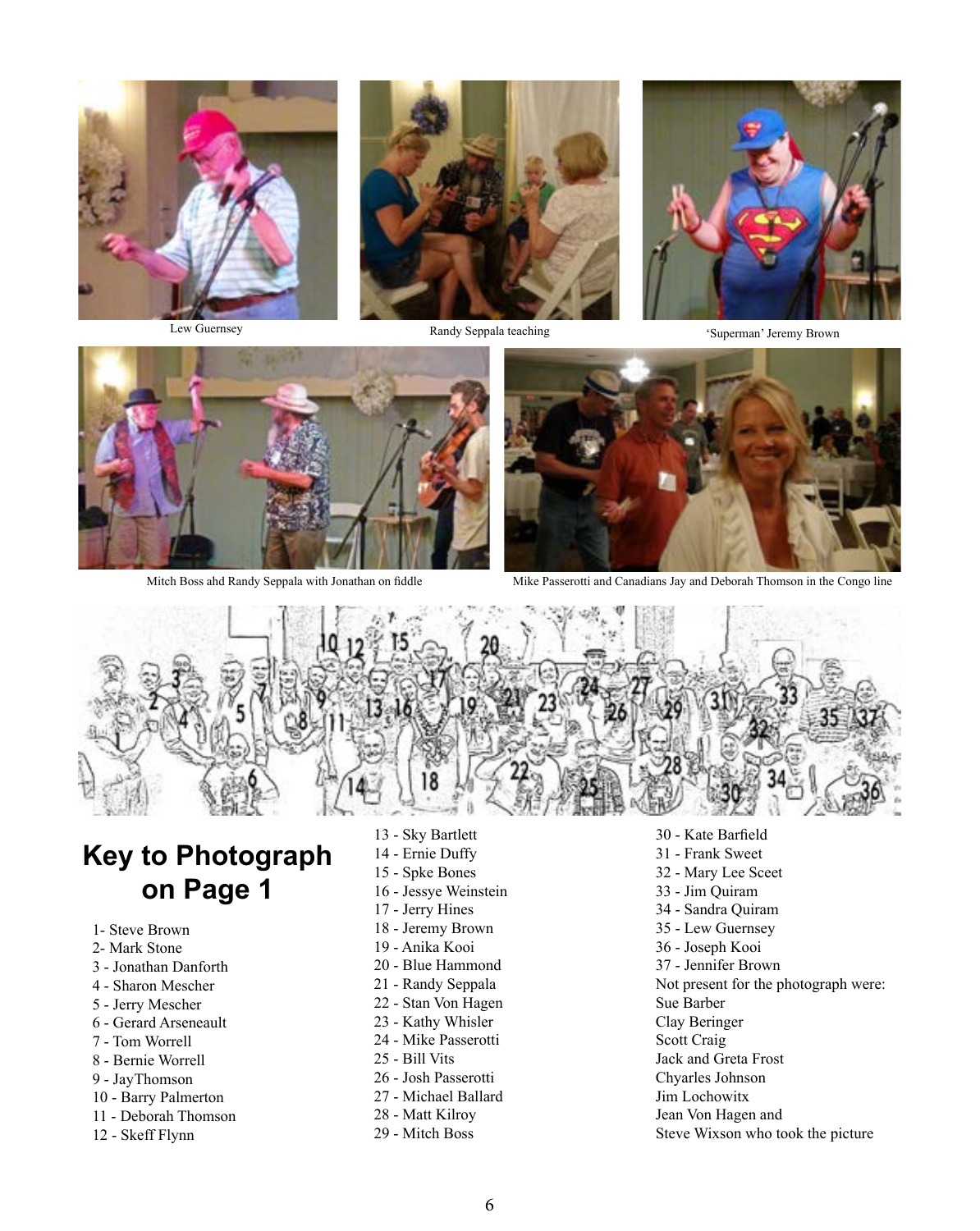Lew Guernsey

Randy Seppala teaching

'Superman' Jeremy Brown

Mitch Boss ahd Randy Seppala with Jonathan on fiddle

Mike Passerotti and Canadians Jay and Deborah Thomson in the Congo line

## Key to Photograph on Page 1

1- Steve Brown
2- Mark Stone
3 - Jonathan Danforth
4 - Sharon Mescher
5 - Jerry Mescher
6 - Gerard Arseneault
7 - Tom Worrell
8 - Bernie Worrell
9 - JayThomson
10 - Barry Palmerton
11 - Deborah Thomson
12 - Skeff Flynn
13 - Sky Bartlett
14 - Ernie Duffy
15 - Spke Bones
16 - Jessye Weinstein
17 - Jerry Hines
18 - Jeremy Brown
19 - Anika Kooi
20 - Blue Hammond
21 - Randy Seppala
22 - Stan Von Hagen
23 - Kathy Whisler
24 - Mike Passerotti
25 - Bill Vits
26 - Josh Passerotti
27 - Michael Ballard
28 - Matt Kilroy
29 - Mitch Boss
30 - Kate Barfield
31 - Frank Sweet
32 - Mary Lee Sceet
33 - Jim Quiram
34 - Sandra Quiram
35 - Lew Guernsey
36 - Joseph Kooi
37 - Jennifer Brown

Not present for the photograph were:
Sue Barber
Clay Beringer
Scott Craig
Jack and Greta Frost
Chyarles Johnson
Jim Lochowitx
Jean Von Hagen and
Steve Wixson who took the picture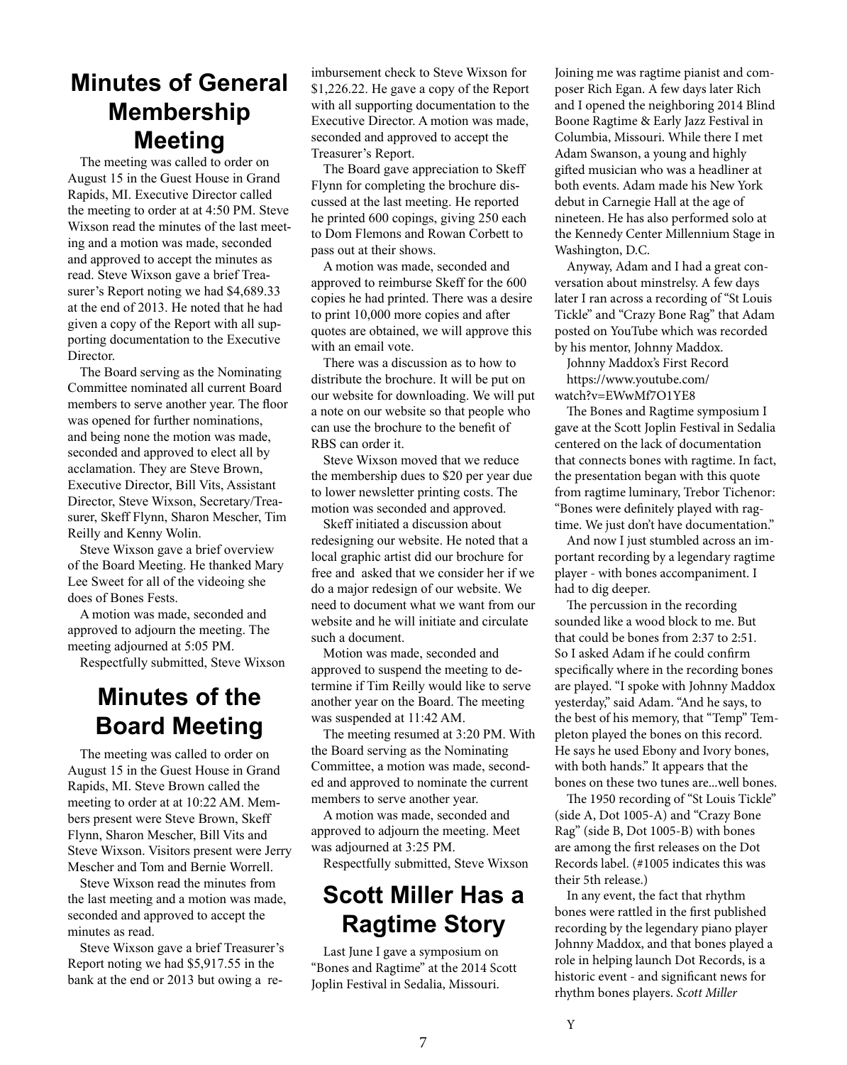## Minutes of General Membership Meeting

The meeting was called to order on August 15 in the Guest House in Grand Rapids, MI. Executive Director called the meeting to order at at 4:50 PM. Steve Wixson read the minutes of the last meeting and a motion was made, seconded and approved to accept the minutes as read. Steve Wixson gave a brief Treasurer's Report noting we had $4,689.33 at the end of 2013. He noted that he had given a copy of the Report with all supporting documentation to the Executive Director.

The Board serving as the Nominating Committee nominated all current Board members to serve another year. The floor was opened for further nominations, and being none the motion was made, seconded and approved to elect all by acclamation. They are Steve Brown, Executive Director, Bill Vits, Assistant Director, Steve Wixson, Secretary/Treasurer, Skeff Flynn, Sharon Mescher, Tim Reilly and Kenny Wolin.

Steve Wixson gave a brief overview of the Board Meeting. He thanked Mary Lee Sweet for all of the videoing she does of Bones Fests.

A motion was made, seconded and approved to adjourn the meeting. The meeting adjourned at 5:05 PM.

Respectfully submitted, Steve Wixson

## Minutes of the Board Meeting

The meeting was called to order on August 15 in the Guest House in Grand Rapids, MI. Steve Brown called the meeting to order at at 10:22 AM. Members present were Steve Brown, Skeff Flynn, Sharon Mescher, Bill Vits and Steve Wixson. Visitors present were Jerry Mescher and Tom and Bernie Worrell.

Steve Wixson read the minutes from the last meeting and a motion was made, seconded and approved to accept the minutes as read.

Steve Wixson gave a brief Treasurer's Report noting we had $5,917.55 in the bank at the end or 2013 but owing a reimbursement check to Steve Wixson for $1,226.22. He gave a copy of the Report with all supporting documentation to the Executive Director. A motion was made, seconded and approved to accept the Treasurer's Report.

The Board gave appreciation to Skeff Flynn for completing the brochure discussed at the last meeting. He reported he printed 600 copings, giving 250 each to Dom Flemons and Rowan Corbett to pass out at their shows.

A motion was made, seconded and approved to reimburse Skeff for the 600 copies he had printed. There was a desire to print 10,000 more copies and after quotes are obtained, we will approve this with an email vote.

There was a discussion as to how to distribute the brochure. It will be put on our website for downloading. We will put a note on our website so that people who can use the brochure to the benefit of RBS can order it.

Steve Wixson moved that we reduce the membership dues to $20 per year due to lower newsletter printing costs. The motion was seconded and approved.

Skeff initiated a discussion about redesigning our website. He noted that a local graphic artist did our brochure for free and asked that we consider her if we do a major redesign of our website. We need to document what we want from our website and he will initiate and circulate such a document.

Motion was made, seconded and approved to suspend the meeting to determine if Tim Reilly would like to serve another year on the Board. The meeting was suspended at 11:42 AM.

The meeting resumed at 3:20 PM. With the Board serving as the Nominating Committee, a motion was made, seconded and approved to nominate the current members to serve another year.

A motion was made, seconded and approved to adjourn the meeting. Meet was adjourned at 3:25 PM.

Respectfully submitted, Steve Wixson

## Scott Miller Has a Ragtime Story

Last June I gave a symposium on "Bones and Ragtime" at the 2014 Scott Joplin Festival in Sedalia, Missouri. Joining me was ragtime pianist and composer Rich Egan. A few days later Rich and I opened the neighboring 2014 Blind Boone Ragtime & Early Jazz Festival in Columbia, Missouri. While there I met Adam Swanson, a young and highly gifted musician who was a headliner at both events. Adam made his New York debut in Carnegie Hall at the age of nineteen. He has also performed solo at the Kennedy Center Millennium Stage in Washington, D.C.

Anyway, Adam and I had a great conversation about minstrelsy. A few days later I ran across a recording of "St Louis Tickle" and "Crazy Bone Rag" that Adam posted on YouTube which was recorded by his mentor, Johnny Maddox.

Johnny Maddox's First Record
https://www.youtube.com/watch?v=EWwMf7O1YE8

The Bones and Ragtime symposium I gave at the Scott Joplin Festival in Sedalia centered on the lack of documentation that connects bones with ragtime. In fact, the presentation began with this quote from ragtime luminary, Trebor Tichenor: "Bones were definitely played with ragtime. We just don't have documentation."

And now I just stumbled across an important recording by a legendary ragtime player - with bones accompaniment. I had to dig deeper.

The percussion in the recording sounded like a wood block to me. But that could be bones from 2:37 to 2:51. So I asked Adam if he could confirm specifically where in the recording bones are played. "I spoke with Johnny Maddox yesterday," said Adam. "And he says, to the best of his memory, that "Temp" Templeton played the bones on this record. He says he used Ebony and Ivory bones, with both hands." It appears that the bones on these two tunes are...well bones.

The 1950 recording of "St Louis Tickle" (side A, Dot 1005-A) and "Crazy Bone Rag" (side B, Dot 1005-B) with bones are among the first releases on the Dot Records label. (#1005 indicates this was their 5th release.)

In any event, the fact that rhythm bones were rattled in the first published recording by the legendary piano player Johnny Maddox, and that bones played a role in helping launch Dot Records, is a historic event - and significant news for rhythm bones players. *Scott Miller*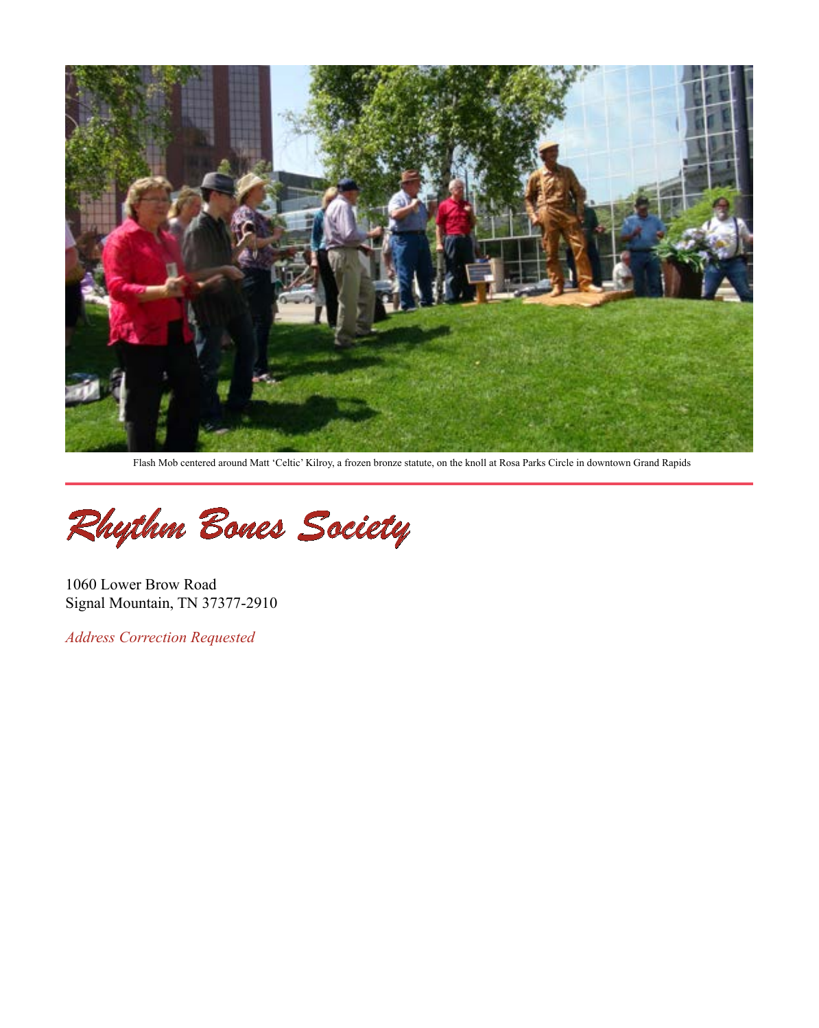Flash Mob centered around Matt 'Celtic' Kilroy, a frozen bronze statute, on the knoll at Rosa Parks Circle in downtown Grand Rapids

*Rhythm Bones Society*

1060 Lower Brow Road
Signal Mountain, TN 37377-2910

*Address Correction Requested*